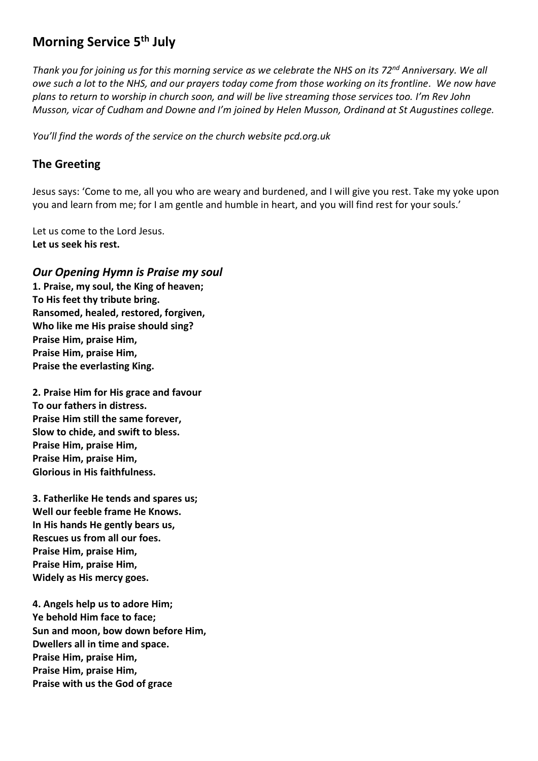# Morning Service 5th July

*Thank you for joining us for this morning service as we celebrate the NHS on its 72nd Anniversary. We all owe such a lot to the NHS, and our prayers today come from those working on its frontline. We now have plans to return to worship in church soon, and will be live streaming those services too. I'm Rev John Musson, vicar of Cudham and Downe and I'm joined by Helen Musson, Ordinand at St Augustines college.*

*You'll find the words of the service on the church website pcd.org.uk*

## The Greeting

Jesus says: 'Come to me, all you who are weary and burdened, and I will give you rest. Take my yoke upon you and learn from me; for I am gentle and humble in heart, and you will find rest for your souls.'

Let us come to the Lord Jesus.
**Let us seek his rest.**

### *Our Opening Hymn is Praise my soul*

**1. Praise, my soul, the King of heaven;
To His feet thy tribute bring.
Ransomed, healed, restored, forgiven,
Who like me His praise should sing?
Praise Him, praise Him,
Praise Him, praise Him,
Praise the everlasting King.**

**2. Praise Him for His grace and favour
To our fathers in distress.
Praise Him still the same forever,
Slow to chide, and swift to bless.
Praise Him, praise Him,
Praise Him, praise Him,
Glorious in His faithfulness.**

**3. Fatherlike He tends and spares us;
Well our feeble frame He Knows.
In His hands He gently bears us,
Rescues us from all our foes.
Praise Him, praise Him,
Praise Him, praise Him,
Widely as His mercy goes.**

**4. Angels help us to adore Him;
Ye behold Him face to face;
Sun and moon, bow down before Him,
Dwellers all in time and space.
Praise Him, praise Him,
Praise Him, praise Him,
Praise with us the God of grace**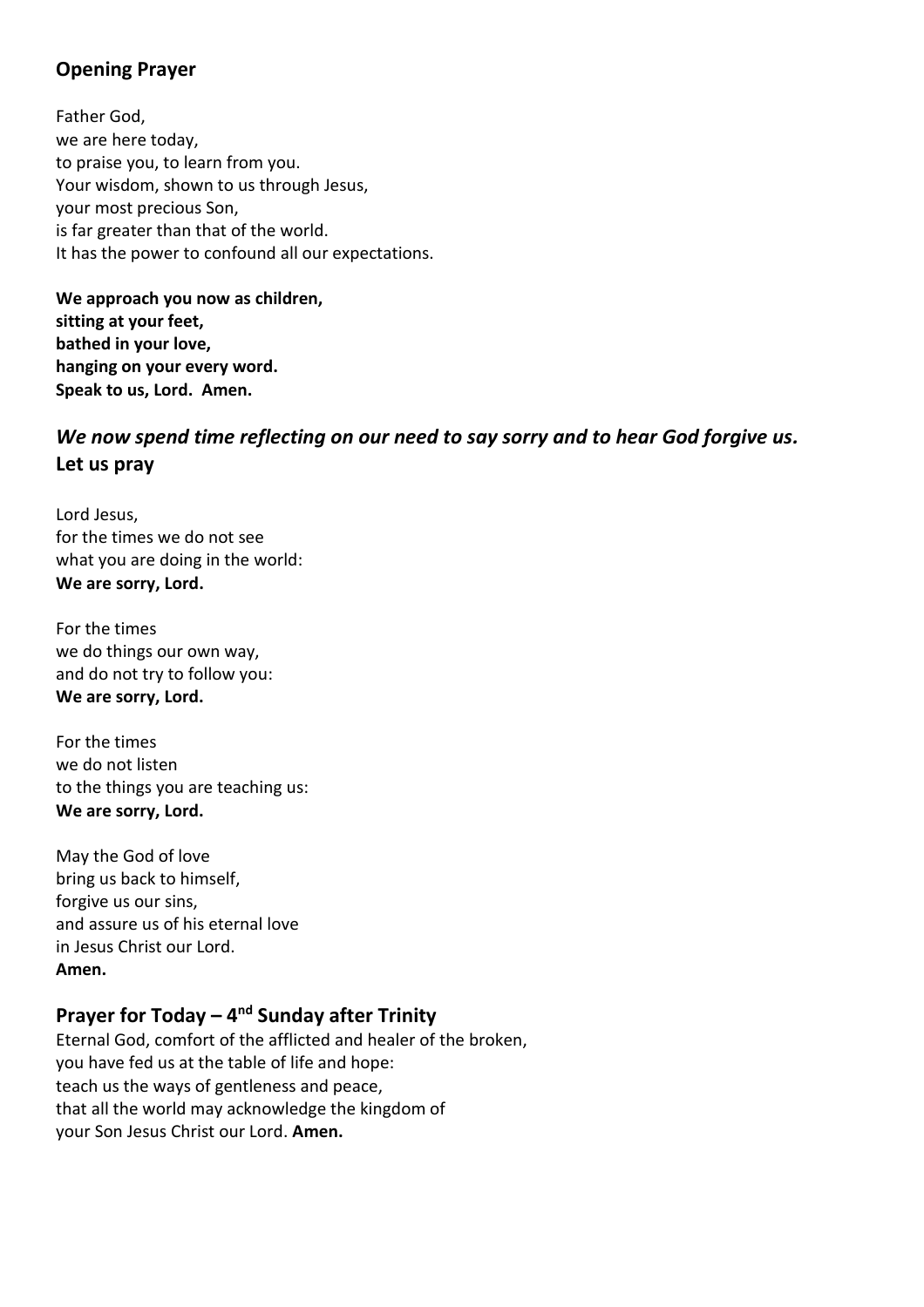## Opening Prayer

Father God,
we are here today,
to praise you, to learn from you.
Your wisdom, shown to us through Jesus,
your most precious Son,
is far greater than that of the world.
It has the power to confound all our expectations.

**We approach you now as children,**
**sitting at your feet,**
**bathed in your love,**
**hanging on your every word.**
**Speak to us, Lord. Amen.**

## *We now spend time reflecting on our need to say sorry and to hear God forgive us.*

**Let us pray**

Lord Jesus,
for the times we do not see
what you are doing in the world:
**We are sorry, Lord.**

For the times
we do things our own way,
and do not try to follow you:
**We are sorry, Lord.**

For the times
we do not listen
to the things you are teaching us:
**We are sorry, Lord.**

May the God of love
bring us back to himself,
forgive us our sins,
and assure us of his eternal love
in Jesus Christ our Lord.
**Amen.**

## Prayer for Today – 4th Sunday after Trinity

Eternal God, comfort of the afflicted and healer of the broken,
you have fed us at the table of life and hope:
teach us the ways of gentleness and peace,
that all the world may acknowledge the kingdom of
your Son Jesus Christ our Lord. **Amen.**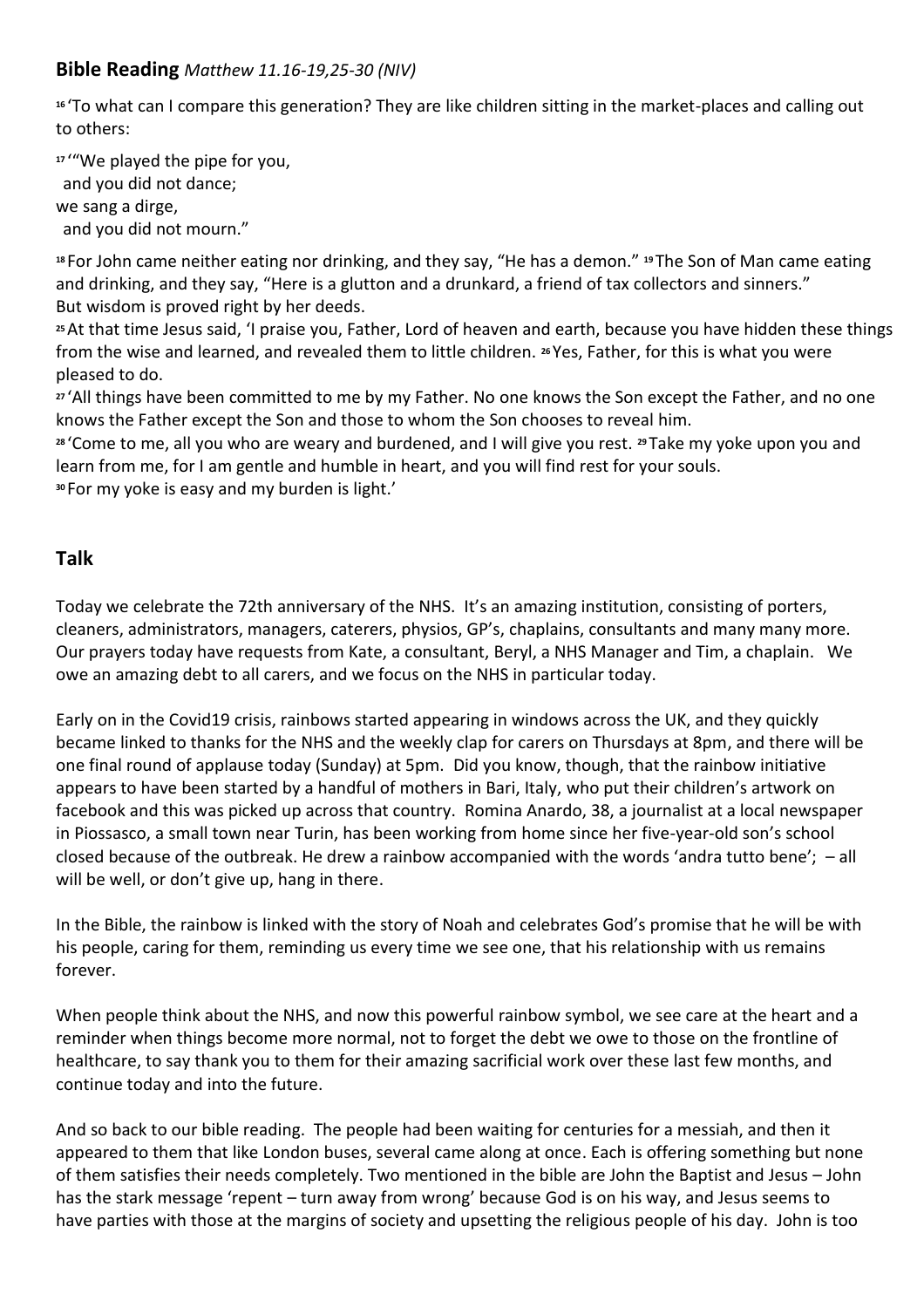## **Bible Reading** *Matthew 11.16-19,25-30 (NIV)*

16 'To what can I compare this generation? They are like children sitting in the market-places and calling out to others:

17 '"We played the pipe for you,
  and you did not dance;
we sang a dirge,
  and you did not mourn."

18 For John came neither eating nor drinking, and they say, "He has a demon." 19 The Son of Man came eating and drinking, and they say, "Here is a glutton and a drunkard, a friend of tax collectors and sinners." But wisdom is proved right by her deeds.

25 At that time Jesus said, 'I praise you, Father, Lord of heaven and earth, because you have hidden these things from the wise and learned, and revealed them to little children. 26 Yes, Father, for this is what you were pleased to do.

27 'All things have been committed to me by my Father. No one knows the Son except the Father, and no one knows the Father except the Son and those to whom the Son chooses to reveal him.

28 'Come to me, all you who are weary and burdened, and I will give you rest. 29 Take my yoke upon you and learn from me, for I am gentle and humble in heart, and you will find rest for your souls.

30 For my yoke is easy and my burden is light.'

## **Talk**

Today we celebrate the 72th anniversary of the NHS. It's an amazing institution, consisting of porters, cleaners, administrators, managers, caterers, physios, GP's, chaplains, consultants and many many more. Our prayers today have requests from Kate, a consultant, Beryl, a NHS Manager and Tim, a chaplain. We owe an amazing debt to all carers, and we focus on the NHS in particular today.

Early on in the Covid19 crisis, rainbows started appearing in windows across the UK, and they quickly became linked to thanks for the NHS and the weekly clap for carers on Thursdays at 8pm, and there will be one final round of applause today (Sunday) at 5pm. Did you know, though, that the rainbow initiative appears to have been started by a handful of mothers in Bari, Italy, who put their children's artwork on facebook and this was picked up across that country. Romina Anardo, 38, a journalist at a local newspaper in Piossasco, a small town near Turin, has been working from home since her five-year-old son's school closed because of the outbreak. He drew a rainbow accompanied with the words 'andra tutto bene'; – all will be well, or don't give up, hang in there.

In the Bible, the rainbow is linked with the story of Noah and celebrates God's promise that he will be with his people, caring for them, reminding us every time we see one, that his relationship with us remains forever.

When people think about the NHS, and now this powerful rainbow symbol, we see care at the heart and a reminder when things become more normal, not to forget the debt we owe to those on the frontline of healthcare, to say thank you to them for their amazing sacrificial work over these last few months, and continue today and into the future.

And so back to our bible reading. The people had been waiting for centuries for a messiah, and then it appeared to them that like London buses, several came along at once. Each is offering something but none of them satisfies their needs completely. Two mentioned in the bible are John the Baptist and Jesus – John has the stark message 'repent – turn away from wrong' because God is on his way, and Jesus seems to have parties with those at the margins of society and upsetting the religious people of his day. John is too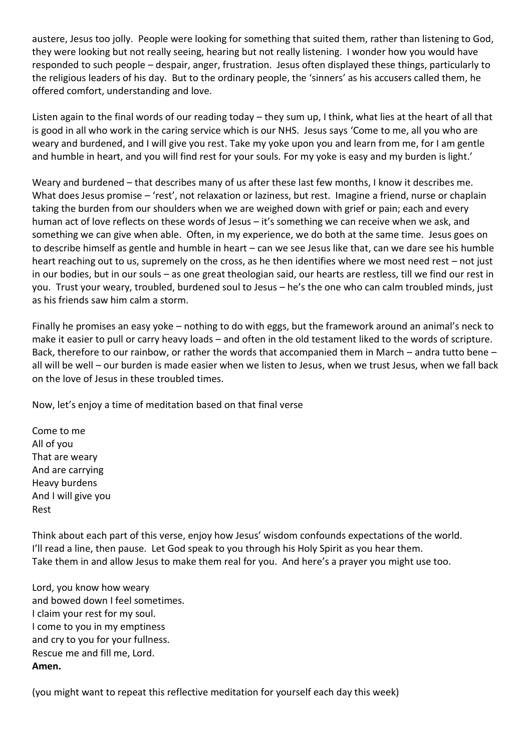austere, Jesus too jolly. People were looking for something that suited them, rather than listening to God, they were looking but not really seeing, hearing but not really listening. I wonder how you would have responded to such people – despair, anger, frustration. Jesus often displayed these things, particularly to the religious leaders of his day. But to the ordinary people, the 'sinners' as his accusers called them, he offered comfort, understanding and love.

Listen again to the final words of our reading today – they sum up, I think, what lies at the heart of all that is good in all who work in the caring service which is our NHS. Jesus says 'Come to me, all you who are weary and burdened, and I will give you rest. Take my yoke upon you and learn from me, for I am gentle and humble in heart, and you will find rest for your souls. For my yoke is easy and my burden is light.'

Weary and burdened – that describes many of us after these last few months, I know it describes me. What does Jesus promise – 'rest', not relaxation or laziness, but rest. Imagine a friend, nurse or chaplain taking the burden from our shoulders when we are weighed down with grief or pain; each and every human act of love reflects on these words of Jesus – it's something we can receive when we ask, and something we can give when able. Often, in my experience, we do both at the same time. Jesus goes on to describe himself as gentle and humble in heart – can we see Jesus like that, can we dare see his humble heart reaching out to us, supremely on the cross, as he then identifies where we most need rest – not just in our bodies, but in our souls – as one great theologian said, our hearts are restless, till we find our rest in you. Trust your weary, troubled, burdened soul to Jesus – he's the one who can calm troubled minds, just as his friends saw him calm a storm.

Finally he promises an easy yoke – nothing to do with eggs, but the framework around an animal's neck to make it easier to pull or carry heavy loads – and often in the old testament liked to the words of scripture. Back, therefore to our rainbow, or rather the words that accompanied them in March – andra tutto bene – all will be well – our burden is made easier when we listen to Jesus, when we trust Jesus, when we fall back on the love of Jesus in these troubled times.

Now, let's enjoy a time of meditation based on that final verse

Come to me  
All of you  
That are weary  
And are carrying  
Heavy burdens  
And I will give you  
Rest

Think about each part of this verse, enjoy how Jesus' wisdom confounds expectations of the world.  
I'll read a line, then pause. Let God speak to you through his Holy Spirit as you hear them.  
Take them in and allow Jesus to make them real for you. And here's a prayer you might use too.

Lord, you know how weary  
and bowed down I feel sometimes.  
I claim your rest for my soul.  
I come to you in my emptiness  
and cry to you for your fullness.  
Rescue me and fill me, Lord.  
**Amen.**

(you might want to repeat this reflective meditation for yourself each day this week)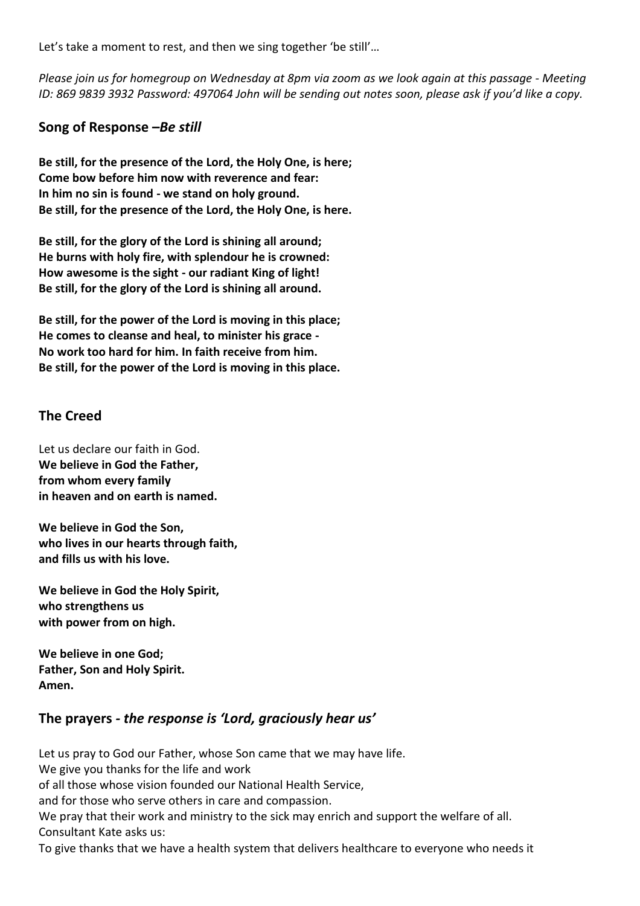Let's take a moment to rest, and then we sing together 'be still'…

*Please join us for homegroup on Wednesday at 8pm via zoom as we look again at this passage - Meeting ID: 869 9839 3932 Password: 497064 John will be sending out notes soon, please ask if you'd like a copy.*

## Song of Response –*Be still*

**Be still, for the presence of the Lord, the Holy One, is here;**
**Come bow before him now with reverence and fear:**
**In him no sin is found - we stand on holy ground.**
**Be still, for the presence of the Lord, the Holy One, is here.**

**Be still, for the glory of the Lord is shining all around;**
**He burns with holy fire, with splendour he is crowned:**
**How awesome is the sight - our radiant King of light!**
**Be still, for the glory of the Lord is shining all around.**

**Be still, for the power of the Lord is moving in this place;**
**He comes to cleanse and heal, to minister his grace -**
**No work too hard for him. In faith receive from him.**
**Be still, for the power of the Lord is moving in this place.**

## The Creed

Let us declare our faith in God.
**We believe in God the Father,**
**from whom every family**
**in heaven and on earth is named.**

**We believe in God the Son,**
**who lives in our hearts through faith,**
**and fills us with his love.**

**We believe in God the Holy Spirit,**
**who strengthens us**
**with power from on high.**

**We believe in one God;**
**Father, Son and Holy Spirit.**
**Amen.**

## The prayers - *the response is 'Lord, graciously hear us'*

Let us pray to God our Father, whose Son came that we may have life.
We give you thanks for the life and work
of all those whose vision founded our National Health Service,
and for those who serve others in care and compassion.
We pray that their work and ministry to the sick may enrich and support the welfare of all.
Consultant Kate asks us:
To give thanks that we have a health system that delivers healthcare to everyone who needs it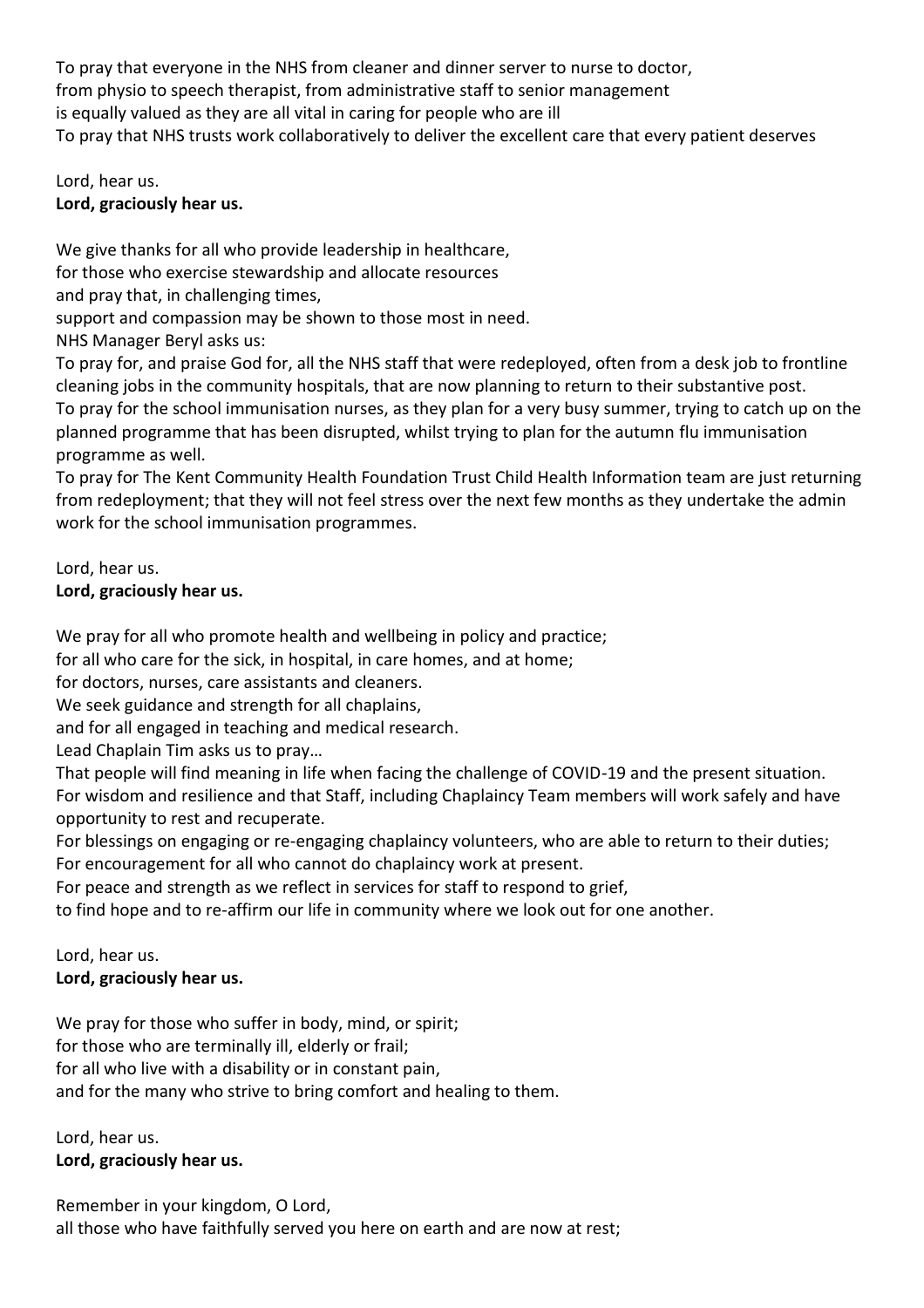To pray that everyone in the NHS from cleaner and dinner server to nurse to doctor,
from physio to speech therapist, from administrative staff to senior management
is equally valued as they are all vital in caring for people who are ill
To pray that NHS trusts work collaboratively to deliver the excellent care that every patient deserves

Lord, hear us.
**Lord, graciously hear us.**

We give thanks for all who provide leadership in healthcare,
for those who exercise stewardship and allocate resources
and pray that, in challenging times,
support and compassion may be shown to those most in need.
NHS Manager Beryl asks us:
To pray for, and praise God for, all the NHS staff that were redeployed, often from a desk job to frontline cleaning jobs in the community hospitals, that are now planning to return to their substantive post.
To pray for the school immunisation nurses, as they plan for a very busy summer, trying to catch up on the planned programme that has been disrupted, whilst trying to plan for the autumn flu immunisation programme as well.
To pray for The Kent Community Health Foundation Trust Child Health Information team are just returning from redeployment; that they will not feel stress over the next few months as they undertake the admin work for the school immunisation programmes.

Lord, hear us.
**Lord, graciously hear us.**

We pray for all who promote health and wellbeing in policy and practice;
for all who care for the sick, in hospital, in care homes, and at home;
for doctors, nurses, care assistants and cleaners.
We seek guidance and strength for all chaplains,
and for all engaged in teaching and medical research.
Lead Chaplain Tim asks us to pray…
That people will find meaning in life when facing the challenge of COVID-19 and the present situation.
For wisdom and resilience and that Staff, including Chaplaincy Team members will work safely and have opportunity to rest and recuperate.
For blessings on engaging or re-engaging chaplaincy volunteers, who are able to return to their duties;
For encouragement for all who cannot do chaplaincy work at present.
For peace and strength as we reflect in services for staff to respond to grief,
to find hope and to re-affirm our life in community where we look out for one another.

Lord, hear us.
**Lord, graciously hear us.**

We pray for those who suffer in body, mind, or spirit;
for those who are terminally ill, elderly or frail;
for all who live with a disability or in constant pain,
and for the many who strive to bring comfort and healing to them.

Lord, hear us.
**Lord, graciously hear us.**

Remember in your kingdom, O Lord,
all those who have faithfully served you here on earth and are now at rest;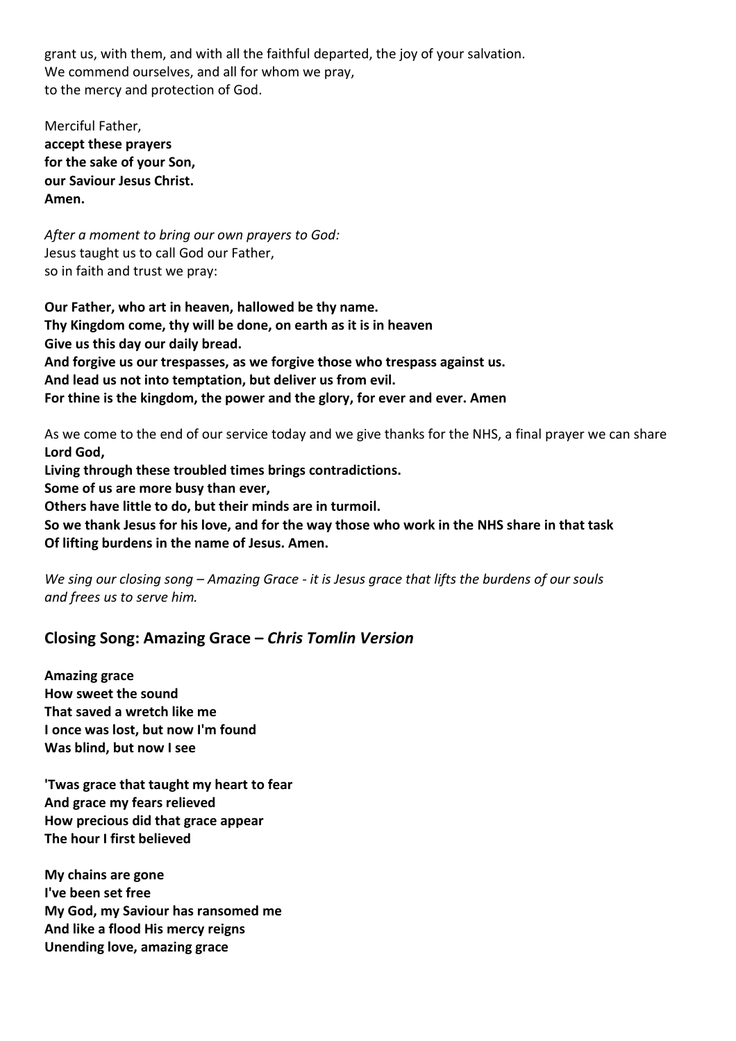grant us, with them, and with all the faithful departed, the joy of your salvation.
We commend ourselves, and all for whom we pray,
to the mercy and protection of God.

Merciful Father,
**accept these prayers**
**for the sake of your Son,**
**our Saviour Jesus Christ.**
**Amen.**

*After a moment to bring our own prayers to God:*
Jesus taught us to call God our Father,
so in faith and trust we pray:

**Our Father, who art in heaven, hallowed be thy name.**
**Thy Kingdom come, thy will be done, on earth as it is in heaven**
**Give us this day our daily bread.**
**And forgive us our trespasses, as we forgive those who trespass against us.**
**And lead us not into temptation, but deliver us from evil.**
**For thine is the kingdom, the power and the glory, for ever and ever. Amen**

As we come to the end of our service today and we give thanks for the NHS, a final prayer we can share
**Lord God,**
**Living through these troubled times brings contradictions.**
**Some of us are more busy than ever,**
**Others have little to do, but their minds are in turmoil.**
**So we thank Jesus for his love, and for the way those who work in the NHS share in that task**
**Of lifting burdens in the name of Jesus. Amen.**

*We sing our closing song – Amazing Grace - it is Jesus grace that lifts the burdens of our souls and frees us to serve him.*

## Closing Song: Amazing Grace – *Chris Tomlin Version*

**Amazing grace**
**How sweet the sound**
**That saved a wretch like me**
**I once was lost, but now I'm found**
**Was blind, but now I see**

**'Twas grace that taught my heart to fear**
**And grace my fears relieved**
**How precious did that grace appear**
**The hour I first believed**

**My chains are gone**
**I've been set free**
**My God, my Saviour has ransomed me**
**And like a flood His mercy reigns**
**Unending love, amazing grace**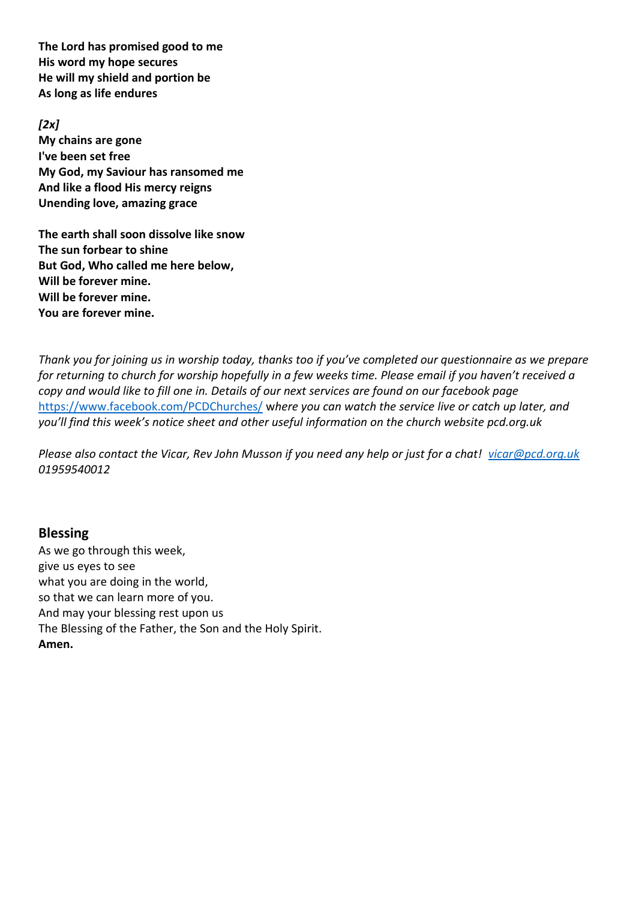**The Lord has promised good to me**
**His word my hope secures**
**He will my shield and portion be**
**As long as life endures**

***[2x]***
**My chains are gone**
**I've been set free**
**My God, my Saviour has ransomed me**
**And like a flood His mercy reigns**
**Unending love, amazing grace**

**The earth shall soon dissolve like snow**
**The sun forbear to shine**
**But God, Who called me here below,**
**Will be forever mine.**
**Will be forever mine.**
**You are forever mine.**

*Thank you for joining us in worship today, thanks too if you've completed our questionnaire as we prepare for returning to church for worship hopefully in a few weeks time. Please email if you haven't received a copy and would like to fill one in. Details of our next services are found on our facebook page [https://www.facebook.com/PCDChurches/](https://www.facebook.com/PCDChurches/) where you can watch the service live or catch up later, and you'll find this week's notice sheet and other useful information on the church website pcd.org.uk*

*Please also contact the Vicar, Rev John Musson if you need any help or just for a chat! [vicar@pcd.org.uk](mailto:vicar@pcd.org.uk) 01959540012*

## Blessing

As we go through this week,
give us eyes to see
what you are doing in the world,
so that we can learn more of you.
And may your blessing rest upon us
The Blessing of the Father, the Son and the Holy Spirit.
**Amen.**